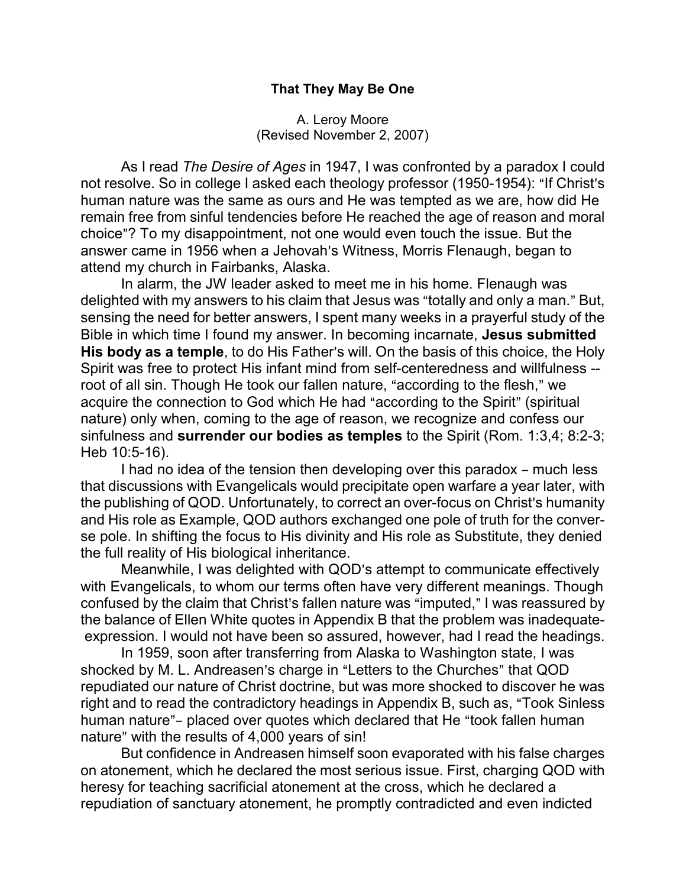**That They May Be One**

A. Leroy Moore
(Revised November 2, 2007)

As I read *The Desire of Ages* in 1947, I was confronted by a paradox I could not resolve. So in college I asked each theology professor (1950-1954): "If Christ's human nature was the same as ours and He was tempted as we are, how did He remain free from sinful tendencies before He reached the age of reason and moral choice"? To my disappointment, not one would even touch the issue. But the answer came in 1956 when a Jehovah's Witness, Morris Flenaugh, began to attend my church in Fairbanks, Alaska.

In alarm, the JW leader asked to meet me in his home. Flenaugh was delighted with my answers to his claim that Jesus was "totally and only a man." But, sensing the need for better answers, I spent many weeks in a prayerful study of the Bible in which time I found my answer. In becoming incarnate, **Jesus submitted His body as a temple**, to do His Father's will. On the basis of this choice, the Holy Spirit was free to protect His infant mind from self-centeredness and willfulness -- root of all sin. Though He took our fallen nature, "according to the flesh," we acquire the connection to God which He had "according to the Spirit" (spiritual nature) only when, coming to the age of reason, we recognize and confess our sinfulness and **surrender our bodies as temples** to the Spirit (Rom. 1:3,4; 8:2-3; Heb 10:5-16).

I had no idea of the tension then developing over this paradox – much less that discussions with Evangelicals would precipitate open warfare a year later, with the publishing of QOD. Unfortunately, to correct an over-focus on Christ's humanity and His role as Example, QOD authors exchanged one pole of truth for the converse pole. In shifting the focus to His divinity and His role as Substitute, they denied the full reality of His biological inheritance.

Meanwhile, I was delighted with QOD's attempt to communicate effectively with Evangelicals, to whom our terms often have very different meanings. Though confused by the claim that Christ's fallen nature was "imputed," I was reassured by the balance of Ellen White quotes in Appendix B that the problem was inadequate-expression. I would not have been so assured, however, had I read the headings.

In 1959, soon after transferring from Alaska to Washington state, I was shocked by M. L. Andreasen's charge in "Letters to the Churches" that QOD repudiated our nature of Christ doctrine, but was more shocked to discover he was right and to read the contradictory headings in Appendix B, such as, "Took Sinless human nature"– placed over quotes which declared that He "took fallen human nature" with the results of 4,000 years of sin!

But confidence in Andreasen himself soon evaporated with his false charges on atonement, which he declared the most serious issue. First, charging QOD with heresy for teaching sacrificial atonement at the cross, which he declared a repudiation of sanctuary atonement, he promptly contradicted and even indicted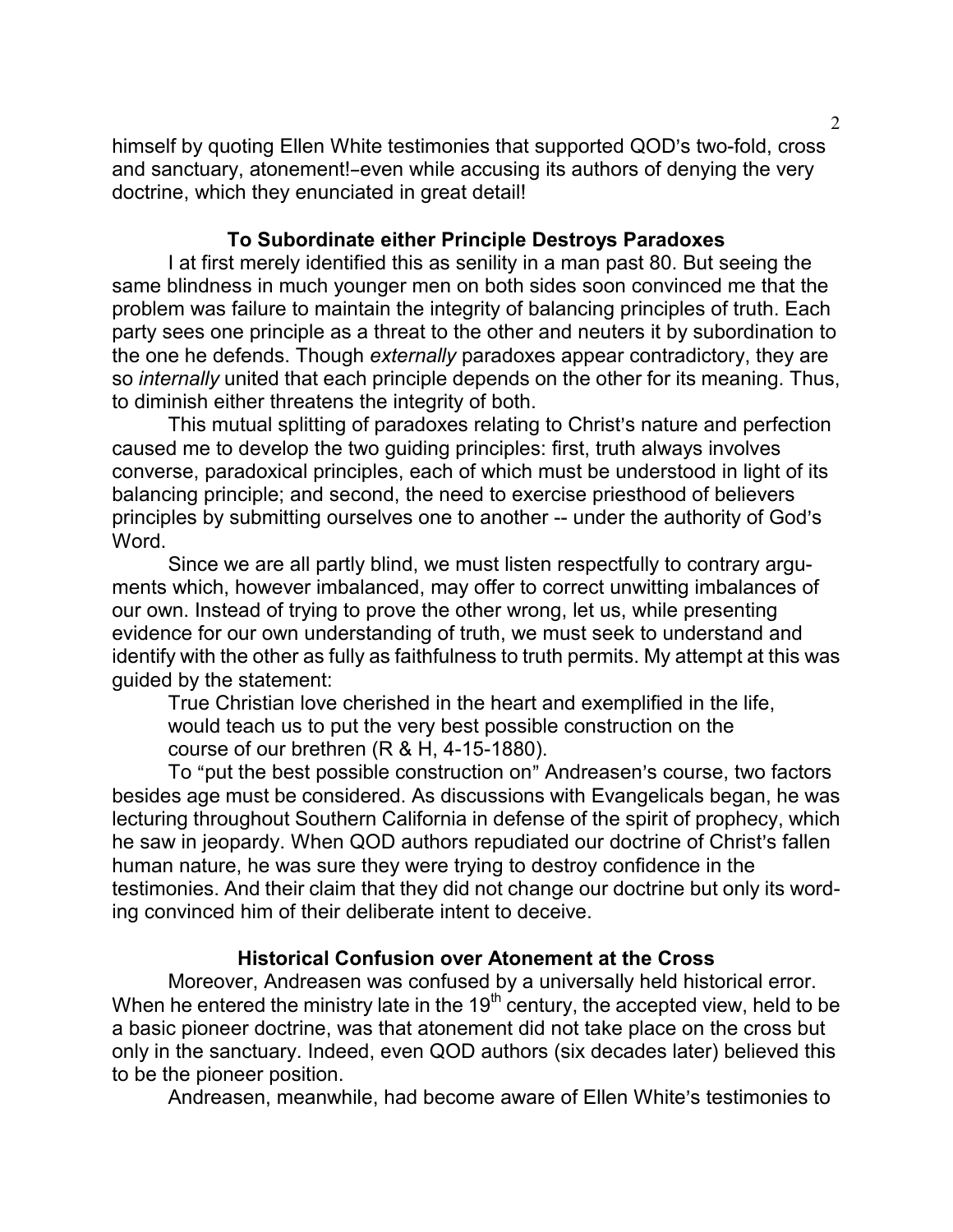himself by quoting Ellen White testimonies that supported QOD's two-fold, cross and sanctuary, atonement!–even while accusing its authors of denying the very doctrine, which they enunciated in great detail!

### To Subordinate either Principle Destroys Paradoxes

I at first merely identified this as senility in a man past 80. But seeing the same blindness in much younger men on both sides soon convinced me that the problem was failure to maintain the integrity of balancing principles of truth. Each party sees one principle as a threat to the other and neuters it by subordination to the one he defends. Though *externally* paradoxes appear contradictory, they are so *internally* united that each principle depends on the other for its meaning. Thus, to diminish either threatens the integrity of both.

This mutual splitting of paradoxes relating to Christ's nature and perfection caused me to develop the two guiding principles: first, truth always involves converse, paradoxical principles, each of which must be understood in light of its balancing principle; and second, the need to exercise priesthood of believers principles by submitting ourselves one to another -- under the authority of God's Word.

Since we are all partly blind, we must listen respectfully to contrary arguments which, however imbalanced, may offer to correct unwitting imbalances of our own. Instead of trying to prove the other wrong, let us, while presenting evidence for our own understanding of truth, we must seek to understand and identify with the other as fully as faithfulness to truth permits. My attempt at this was guided by the statement:

> True Christian love cherished in the heart and exemplified in the life, would teach us to put the very best possible construction on the course of our brethren (R & H, 4-15-1880).

To "put the best possible construction on" Andreasen's course, two factors besides age must be considered. As discussions with Evangelicals began, he was lecturing throughout Southern California in defense of the spirit of prophecy, which he saw in jeopardy. When QOD authors repudiated our doctrine of Christ's fallen human nature, he was sure they were trying to destroy confidence in the testimonies. And their claim that they did not change our doctrine but only its wording convinced him of their deliberate intent to deceive.

### Historical Confusion over Atonement at the Cross

Moreover, Andreasen was confused by a universally held historical error. When he entered the ministry late in the 19th century, the accepted view, held to be a basic pioneer doctrine, was that atonement did not take place on the cross but only in the sanctuary. Indeed, even QOD authors (six decades later) believed this to be the pioneer position.

Andreasen, meanwhile, had become aware of Ellen White's testimonies to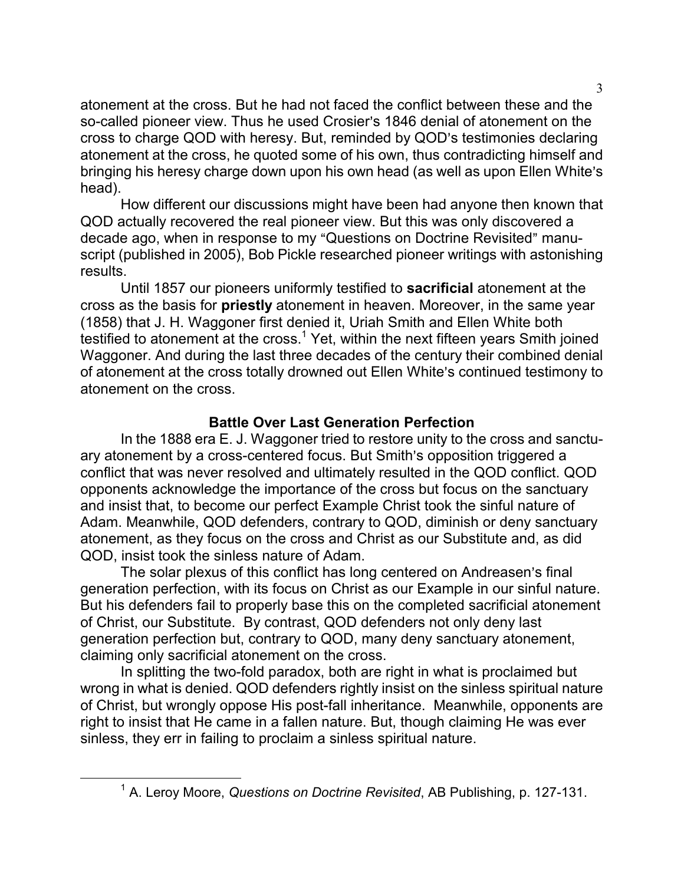atonement at the cross. But he had not faced the conflict between these and the so-called pioneer view. Thus he used Crosier's 1846 denial of atonement on the cross to charge QOD with heresy. But, reminded by QOD's testimonies declaring atonement at the cross, he quoted some of his own, thus contradicting himself and bringing his heresy charge down upon his own head (as well as upon Ellen White's head).

How different our discussions might have been had anyone then known that QOD actually recovered the real pioneer view. But this was only discovered a decade ago, when in response to my "Questions on Doctrine Revisited" manuscript (published in 2005), Bob Pickle researched pioneer writings with astonishing results.

Until 1857 our pioneers uniformly testified to **sacrificial** atonement at the cross as the basis for **priestly** atonement in heaven. Moreover, in the same year (1858) that J. H. Waggoner first denied it, Uriah Smith and Ellen White both testified to atonement at the cross.[1] Yet, within the next fifteen years Smith joined Waggoner. And during the last three decades of the century their combined denial of atonement at the cross totally drowned out Ellen White's continued testimony to atonement on the cross.

## Battle Over Last Generation Perfection

In the 1888 era E. J. Waggoner tried to restore unity to the cross and sanctuary atonement by a cross-centered focus. But Smith's opposition triggered a conflict that was never resolved and ultimately resulted in the QOD conflict. QOD opponents acknowledge the importance of the cross but focus on the sanctuary and insist that, to become our perfect Example Christ took the sinful nature of Adam. Meanwhile, QOD defenders, contrary to QOD, diminish or deny sanctuary atonement, as they focus on the cross and Christ as our Substitute and, as did QOD, insist took the sinless nature of Adam.

The solar plexus of this conflict has long centered on Andreasen's final generation perfection, with its focus on Christ as our Example in our sinful nature. But his defenders fail to properly base this on the completed sacrificial atonement of Christ, our Substitute. By contrast, QOD defenders not only deny last generation perfection but, contrary to QOD, many deny sanctuary atonement, claiming only sacrificial atonement on the cross.

In splitting the two-fold paradox, both are right in what is proclaimed but wrong in what is denied. QOD defenders rightly insist on the sinless spiritual nature of Christ, but wrongly oppose His post-fall inheritance. Meanwhile, opponents are right to insist that He came in a fallen nature. But, though claiming He was ever sinless, they err in failing to proclaim a sinless spiritual nature.

---

[1] A. Leroy Moore, *Questions on Doctrine Revisited*, AB Publishing, p. 127-131.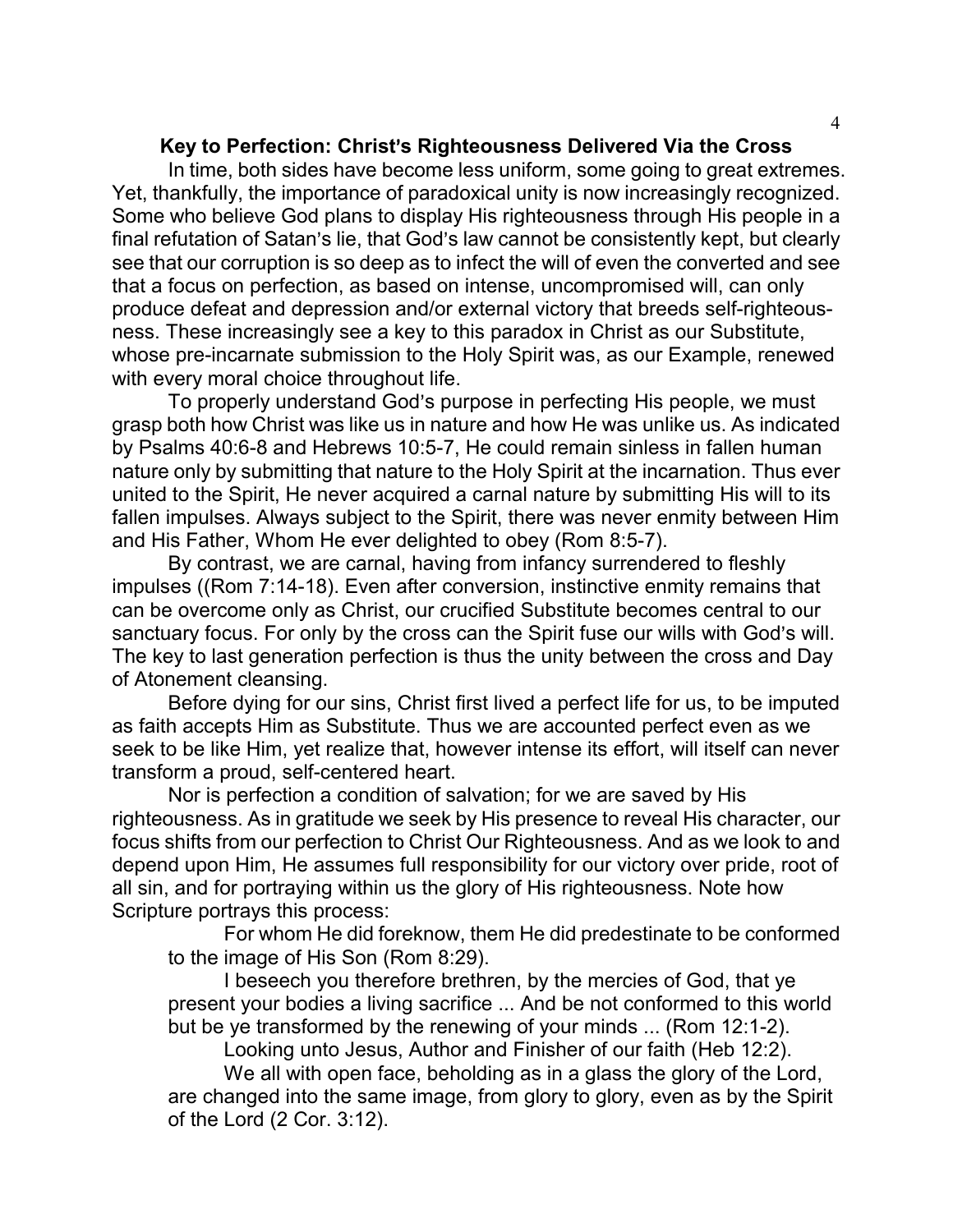## Key to Perfection: Christ's Righteousness Delivered Via the Cross

In time, both sides have become less uniform, some going to great extremes. Yet, thankfully, the importance of paradoxical unity is now increasingly recognized. Some who believe God plans to display His righteousness through His people in a final refutation of Satan's lie, that God's law cannot be consistently kept, but clearly see that our corruption is so deep as to infect the will of even the converted and see that a focus on perfection, as based on intense, uncompromised will, can only produce defeat and depression and/or external victory that breeds self-righteousness. These increasingly see a key to this paradox in Christ as our Substitute, whose pre-incarnate submission to the Holy Spirit was, as our Example, renewed with every moral choice throughout life.

To properly understand God's purpose in perfecting His people, we must grasp both how Christ was like us in nature and how He was unlike us. As indicated by Psalms 40:6-8 and Hebrews 10:5-7, He could remain sinless in fallen human nature only by submitting that nature to the Holy Spirit at the incarnation. Thus ever united to the Spirit, He never acquired a carnal nature by submitting His will to its fallen impulses. Always subject to the Spirit, there was never enmity between Him and His Father, Whom He ever delighted to obey (Rom 8:5-7).

By contrast, we are carnal, having from infancy surrendered to fleshly impulses ((Rom 7:14-18). Even after conversion, instinctive enmity remains that can be overcome only as Christ, our crucified Substitute becomes central to our sanctuary focus. For only by the cross can the Spirit fuse our wills with God's will. The key to last generation perfection is thus the unity between the cross and Day of Atonement cleansing.

Before dying for our sins, Christ first lived a perfect life for us, to be imputed as faith accepts Him as Substitute. Thus we are accounted perfect even as we seek to be like Him, yet realize that, however intense its effort, will itself can never transform a proud, self-centered heart.

Nor is perfection a condition of salvation; for we are saved by His righteousness. As in gratitude we seek by His presence to reveal His character, our focus shifts from our perfection to Christ Our Righteousness. And as we look to and depend upon Him, He assumes full responsibility for our victory over pride, root of all sin, and for portraying within us the glory of His righteousness. Note how Scripture portrays this process:

> For whom He did foreknow, them He did predestinate to be conformed to the image of His Son (Rom 8:29).
>
> I beseech you therefore brethren, by the mercies of God, that ye present your bodies a living sacrifice ... And be not conformed to this world but be ye transformed by the renewing of your minds ... (Rom 12:1-2).
>
> Looking unto Jesus, Author and Finisher of our faith (Heb 12:2).
>
> We all with open face, beholding as in a glass the glory of the Lord, are changed into the same image, from glory to glory, even as by the Spirit of the Lord (2 Cor. 3:12).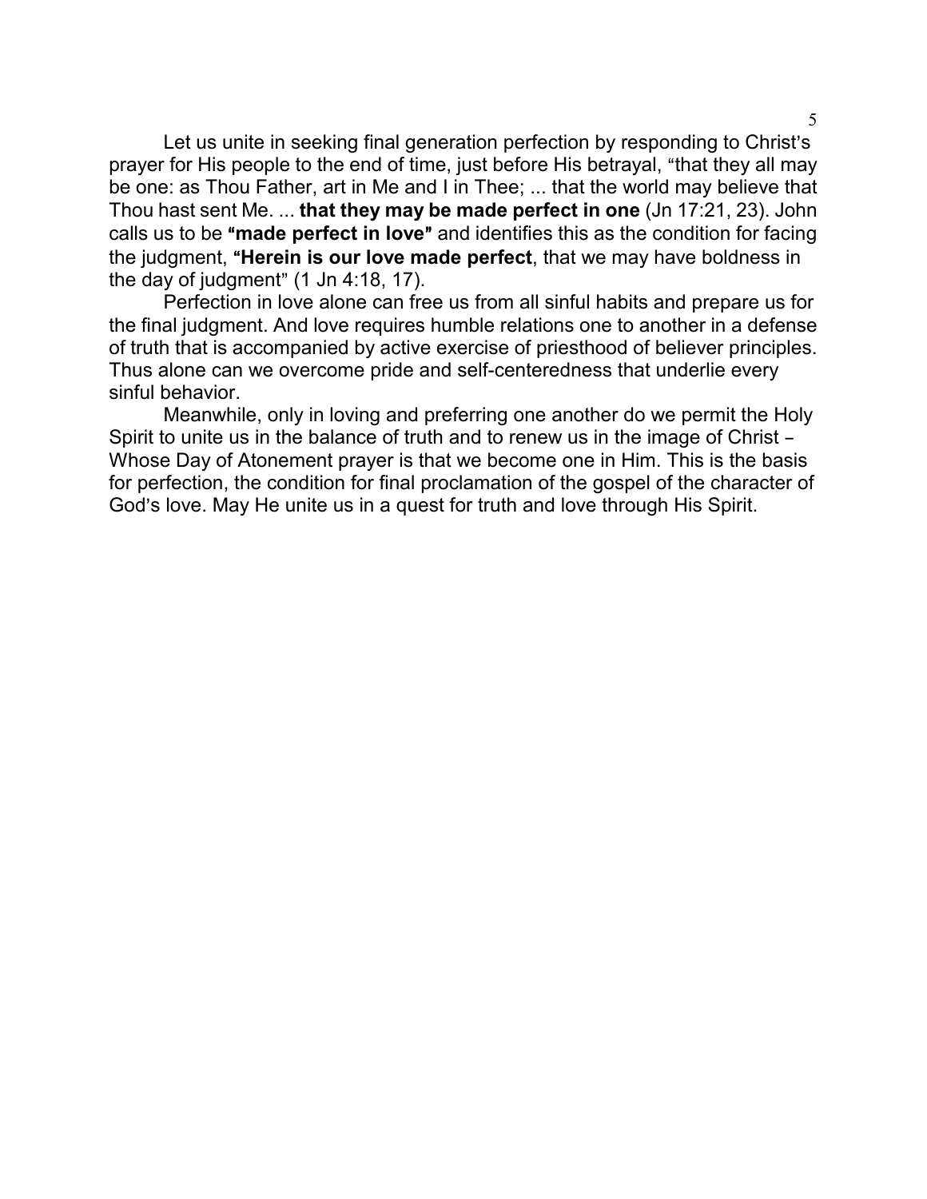Let us unite in seeking final generation perfection by responding to Christ's prayer for His people to the end of time, just before His betrayal, "that they all may be one: as Thou Father, art in Me and I in Thee; ... that the world may believe that Thou hast sent Me. ... **that they may be made perfect in one** (Jn 17:21, 23). John calls us to be **"made perfect in love"** and identifies this as the condition for facing the judgment, **"Herein is our love made perfect**, that we may have boldness in the day of judgment" (1 Jn 4:18, 17).

Perfection in love alone can free us from all sinful habits and prepare us for the final judgment. And love requires humble relations one to another in a defense of truth that is accompanied by active exercise of priesthood of believer principles. Thus alone can we overcome pride and self-centeredness that underlie every sinful behavior.

Meanwhile, only in loving and preferring one another do we permit the Holy Spirit to unite us in the balance of truth and to renew us in the image of Christ – Whose Day of Atonement prayer is that we become one in Him. This is the basis for perfection, the condition for final proclamation of the gospel of the character of God's love. May He unite us in a quest for truth and love through His Spirit.